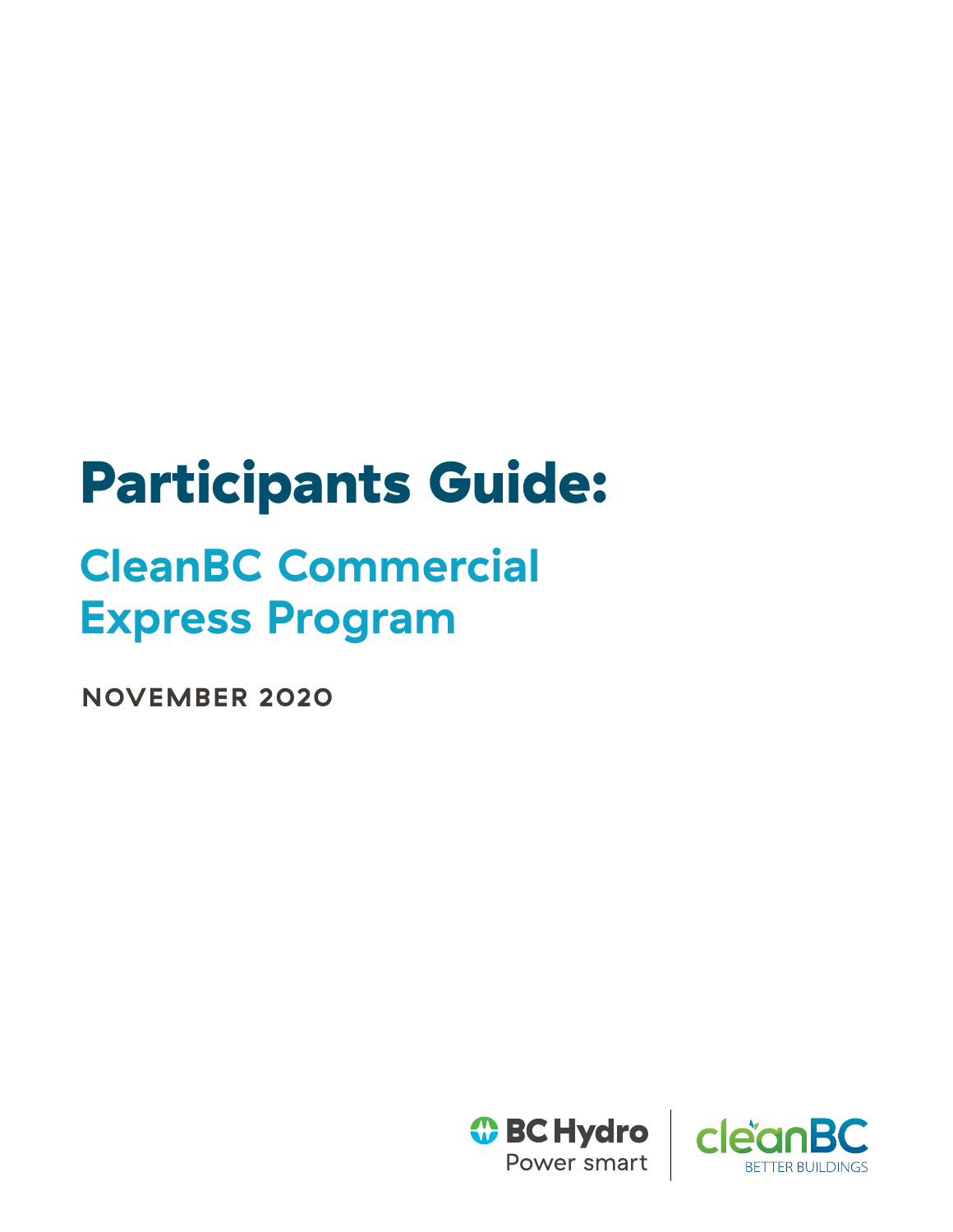# Participants Guide:

## CleanBC Commercial Express Program

**NOVEMBER 2020**

BC Hydro Power smart

cleanBC BETTER BUILDINGS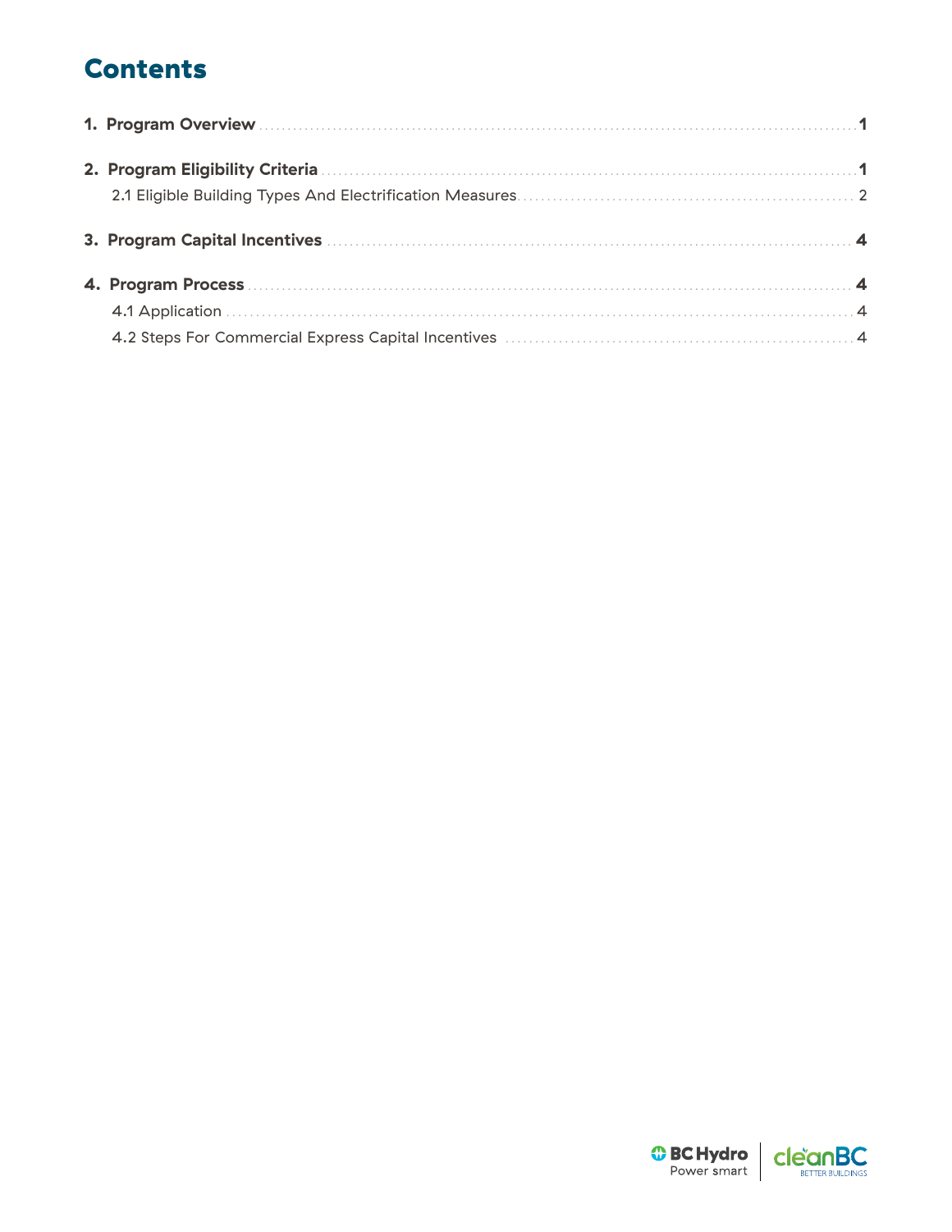# Contents

1. **Program Overview** ........ 1
2. **Program Eligibility Criteria** ........ 1
   - 2.1 Eligible Building Types And Electrification Measures ........ 2
3. **Program Capital Incentives** ........ 4
4. **Program Process** ........ 4
   - 4.1 Application ........ 4
   - 4.2 Steps For Commercial Express Capital Incentives ........ 4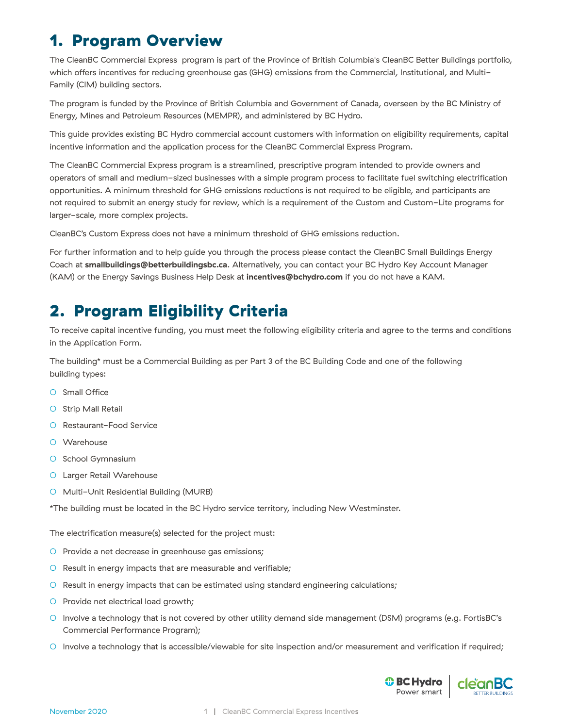# 1. Program Overview

The CleanBC Commercial Express  program is part of the Province of British Columbia's CleanBC Better Buildings portfolio, which offers incentives for reducing greenhouse gas (GHG) emissions from the Commercial, Institutional, and Multi-Family (CIM) building sectors.

The program is funded by the Province of British Columbia and Government of Canada, overseen by the BC Ministry of Energy, Mines and Petroleum Resources (MEMPR), and administered by BC Hydro.

This guide provides existing BC Hydro commercial account customers with information on eligibility requirements, capital incentive information and the application process for the CleanBC Commercial Express Program.

The CleanBC Commercial Express program is a streamlined, prescriptive program intended to provide owners and operators of small and medium-sized businesses with a simple program process to facilitate fuel switching electrification opportunities. A minimum threshold for GHG emissions reductions is not required to be eligible, and participants are not required to submit an energy study for review, which is a requirement of the Custom and Custom-Lite programs for larger-scale, more complex projects.

CleanBC's Custom Express does not have a minimum threshold of GHG emissions reduction.

For further information and to help guide you through the process please contact the CleanBC Small Buildings Energy Coach at **smallbuildings@betterbuildingsbc.ca**. Alternatively, you can contact your BC Hydro Key Account Manager (KAM) or the Energy Savings Business Help Desk at **incentives@bchydro.com** if you do not have a KAM.

# 2. Program Eligibility Criteria

To receive capital incentive funding, you must meet the following eligibility criteria and agree to the terms and conditions in the Application Form.

The building* must be a Commercial Building as per Part 3 of the BC Building Code and one of the following building types:

- Small Office
- Strip Mall Retail
- Restaurant-Food Service
- Warehouse
- School Gymnasium
- Larger Retail Warehouse
- Multi-Unit Residential Building (MURB)

*The building must be located in the BC Hydro service territory, including New Westminster.

The electrification measure(s) selected for the project must:

- Provide a net decrease in greenhouse gas emissions;
- Result in energy impacts that are measurable and verifiable;
- Result in energy impacts that can be estimated using standard engineering calculations;
- Provide net electrical load growth;
- Involve a technology that is not covered by other utility demand side management (DSM) programs (e.g. FortisBC's Commercial Performance Program);
- Involve a technology that is accessible/viewable for site inspection and/or measurement and verification if required;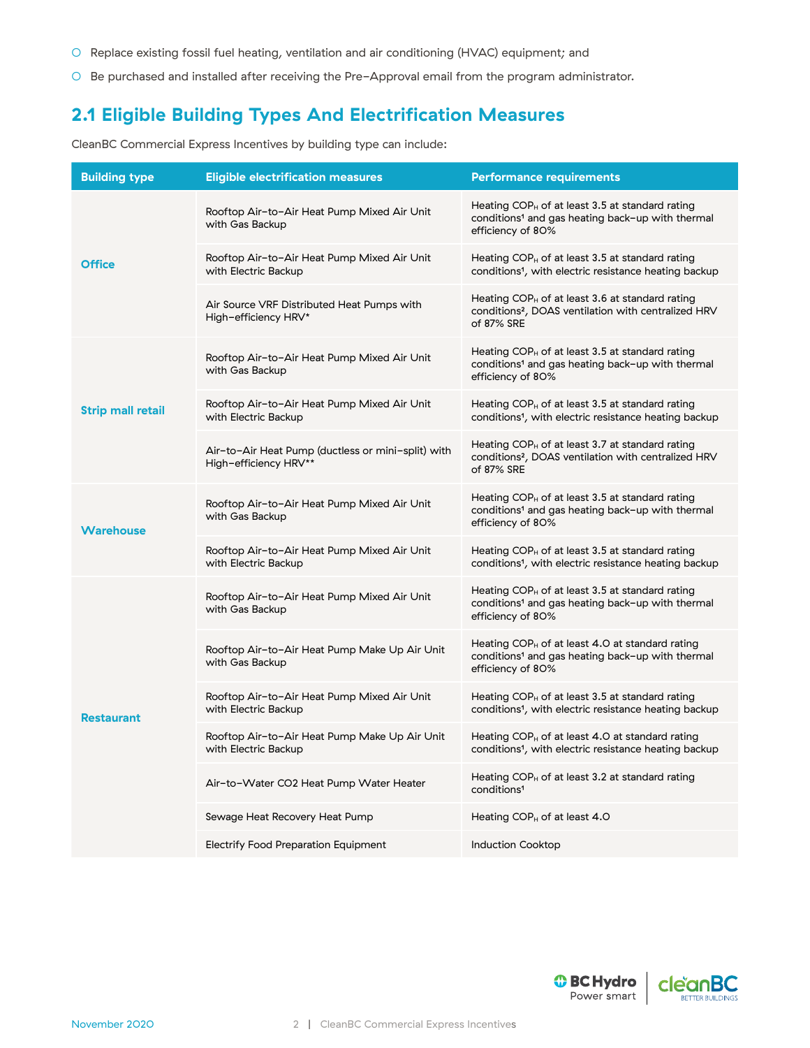- Replace existing fossil fuel heating, ventilation and air conditioning (HVAC) equipment; and
- Be purchased and installed after receiving the Pre-Approval email from the program administrator.

## 2.1 Eligible Building Types And Electrification Measures

CleanBC Commercial Express Incentives by building type can include:

| Building type | Eligible electrification measures | Performance requirements |
|---|---|---|
| **Office** | Rooftop Air-to-Air Heat Pump Mixed Air Unit with Gas Backup | Heating $COP_H$ of at least 3.5 at standard rating conditions[1] and gas heating back-up with thermal efficiency of 80% |
| | Rooftop Air-to-Air Heat Pump Mixed Air Unit with Electric Backup | Heating $COP_H$ of at least 3.5 at standard rating conditions[1], with electric resistance heating backup |
| | Air Source VRF Distributed Heat Pumps with High-efficiency HRV* | Heating $COP_H$ of at least 3.6 at standard rating conditions[2], DOAS ventilation with centralized HRV of 87% SRE |
| **Strip mall retail** | Rooftop Air-to-Air Heat Pump Mixed Air Unit with Gas Backup | Heating $COP_H$ of at least 3.5 at standard rating conditions[1] and gas heating back-up with thermal efficiency of 80% |
| | Rooftop Air-to-Air Heat Pump Mixed Air Unit with Electric Backup | Heating $COP_H$ of at least 3.5 at standard rating conditions[1], with electric resistance heating backup |
| | Air-to-Air Heat Pump (ductless or mini-split) with High-efficiency HRV** | Heating $COP_H$ of at least 3.7 at standard rating conditions[2], DOAS ventilation with centralized HRV of 87% SRE |
| **Warehouse** | Rooftop Air-to-Air Heat Pump Mixed Air Unit with Gas Backup | Heating $COP_H$ of at least 3.5 at standard rating conditions[1] and gas heating back-up with thermal efficiency of 80% |
| | Rooftop Air-to-Air Heat Pump Mixed Air Unit with Electric Backup | Heating $COP_H$ of at least 3.5 at standard rating conditions[1], with electric resistance heating backup |
| **Restaurant** | Rooftop Air-to-Air Heat Pump Mixed Air Unit with Gas Backup | Heating $COP_H$ of at least 3.5 at standard rating conditions[1] and gas heating back-up with thermal efficiency of 80% |
| | Rooftop Air-to-Air Heat Pump Make Up Air Unit with Gas Backup | Heating $COP_H$ of at least 4.0 at standard rating conditions[1] and gas heating back-up with thermal efficiency of 80% |
| | Rooftop Air-to-Air Heat Pump Mixed Air Unit with Electric Backup | Heating $COP_H$ of at least 3.5 at standard rating conditions[1], with electric resistance heating backup |
| | Rooftop Air-to-Air Heat Pump Make Up Air Unit with Electric Backup | Heating $COP_H$ of at least 4.0 at standard rating conditions[1], with electric resistance heating backup |
| | Air-to-Water CO2 Heat Pump Water Heater | Heating $COP_H$ of at least 3.2 at standard rating conditions[1] |
| | Sewage Heat Recovery Heat Pump | Heating $COP_H$ of at least 4.0 |
| | Electrify Food Preparation Equipment | Induction Cooktop |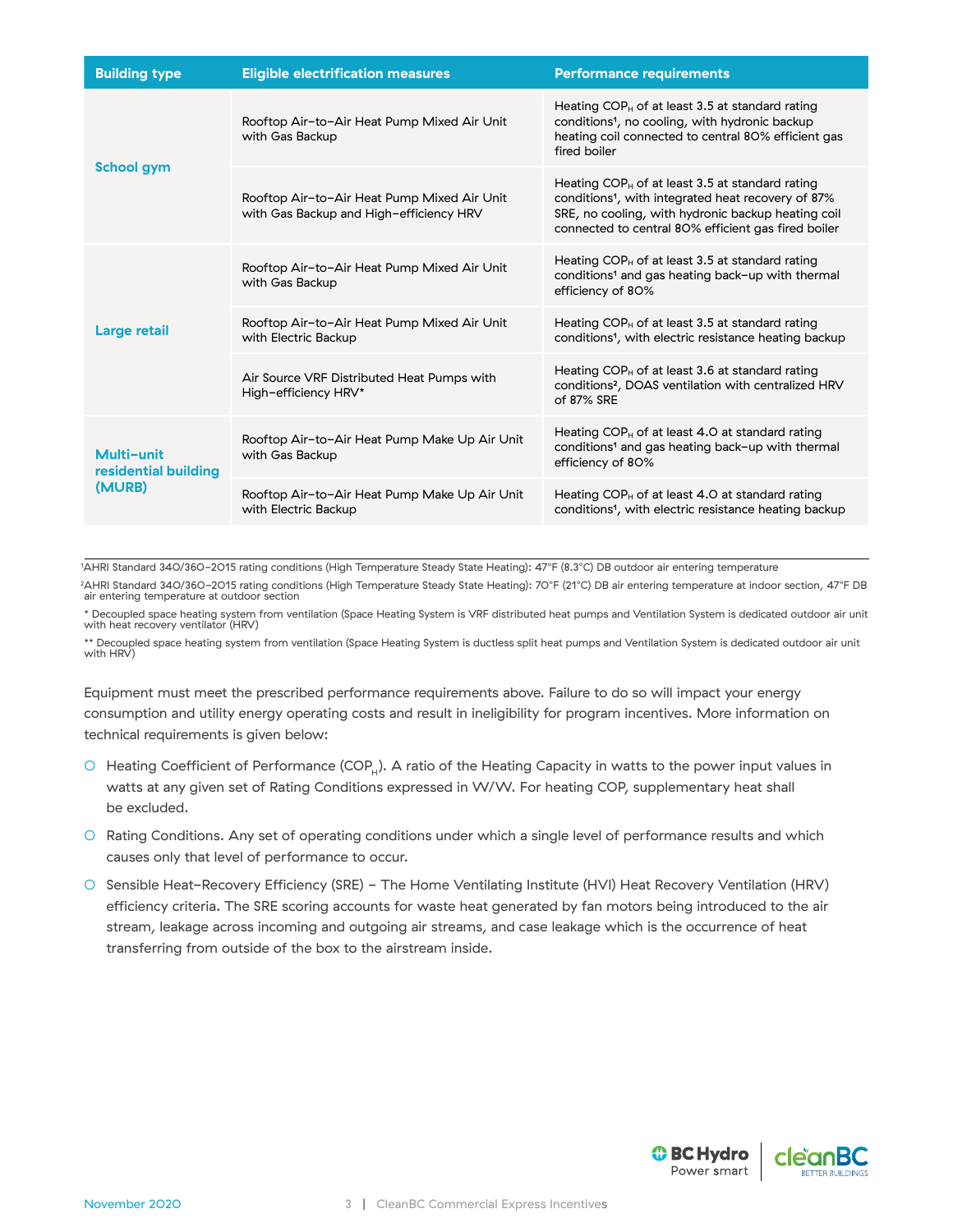| Building type | Eligible electrification measures | Performance requirements |
|---|---|---|
| **School gym** | Rooftop Air-to-Air Heat Pump Mixed Air Unit with Gas Backup | Heating $COP_H$ of at least 3.5 at standard rating conditions[1], no cooling, with hydronic backup heating coil connected to central 80% efficient gas fired boiler |
| | Rooftop Air-to-Air Heat Pump Mixed Air Unit with Gas Backup and High-efficiency HRV | Heating $COP_H$ of at least 3.5 at standard rating conditions[1], with integrated heat recovery of 87% SRE, no cooling, with hydronic backup heating coil connected to central 80% efficient gas fired boiler |
| **Large retail** | Rooftop Air-to-Air Heat Pump Mixed Air Unit with Gas Backup | Heating $COP_H$ of at least 3.5 at standard rating conditions[1] and gas heating back-up with thermal efficiency of 80% |
| | Rooftop Air-to-Air Heat Pump Mixed Air Unit with Electric Backup | Heating $COP_H$ of at least 3.5 at standard rating conditions[1], with electric resistance heating backup |
| | Air Source VRF Distributed Heat Pumps with High-efficiency HRV* | Heating $COP_H$ of at least 3.6 at standard rating conditions[2], DOAS ventilation with centralized HRV of 87% SRE |
| **Multi-unit residential building (MURB)** | Rooftop Air-to-Air Heat Pump Make Up Air Unit with Gas Backup | Heating $COP_H$ of at least 4.0 at standard rating conditions[1] and gas heating back-up with thermal efficiency of 80% |
| | Rooftop Air-to-Air Heat Pump Make Up Air Unit with Electric Backup | Heating $COP_H$ of at least 4.0 at standard rating conditions[1], with electric resistance heating backup |

[1] AHRI Standard 340/360-2015 rating conditions (High Temperature Steady State Heating): 47°F (8.3°C) DB outdoor air entering temperature

[2] AHRI Standard 340/360-2015 rating conditions (High Temperature Steady State Heating): 70°F (21°C) DB air entering temperature at indoor section, 47°F DB air entering temperature at outdoor section

\* Decoupled space heating system from ventilation (Space Heating System is VRF distributed heat pumps and Ventilation System is dedicated outdoor air unit with heat recovery ventilator (HRV)

\*\* Decoupled space heating system from ventilation (Space Heating System is ductless split heat pumps and Ventilation System is dedicated outdoor air unit with HRV)

Equipment must meet the prescribed performance requirements above. Failure to do so will impact your energy consumption and utility energy operating costs and result in ineligibility for program incentives. More information on technical requirements is given below:

- Heating Coefficient of Performance ($COP_H$). A ratio of the Heating Capacity in watts to the power input values in watts at any given set of Rating Conditions expressed in W/W. For heating COP, supplementary heat shall be excluded.
- Rating Conditions. Any set of operating conditions under which a single level of performance results and which causes only that level of performance to occur.
- Sensible Heat-Recovery Efficiency (SRE) – The Home Ventilating Institute (HVI) Heat Recovery Ventilation (HRV) efficiency criteria. The SRE scoring accounts for waste heat generated by fan motors being introduced to the air stream, leakage across incoming and outgoing air streams, and case leakage which is the occurrence of heat transferring from outside of the box to the airstream inside.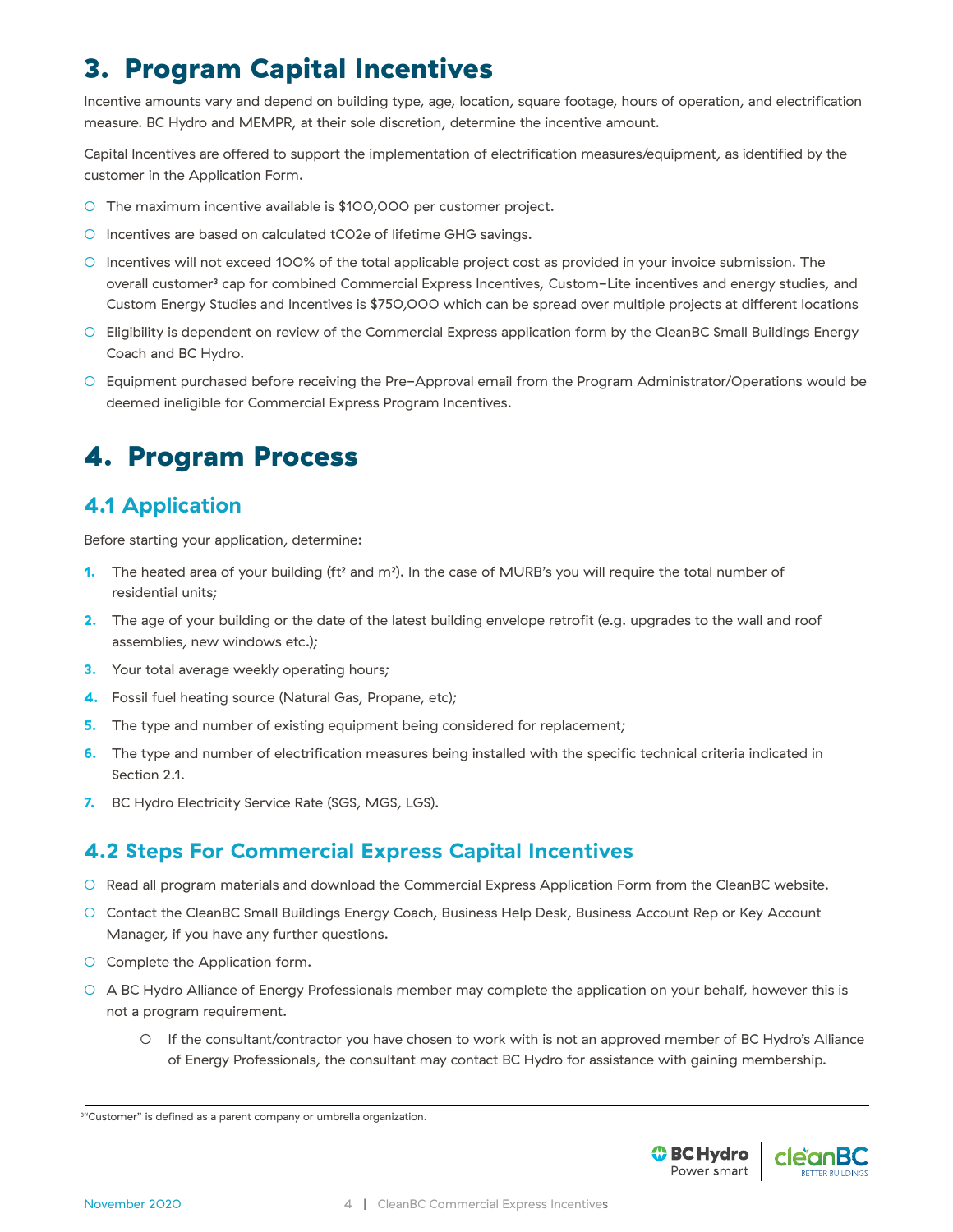# 3. Program Capital Incentives

Incentive amounts vary and depend on building type, age, location, square footage, hours of operation, and electrification measure. BC Hydro and MEMPR, at their sole discretion, determine the incentive amount.

Capital Incentives are offered to support the implementation of electrification measures/equipment, as identified by the customer in the Application Form.

- The maximum incentive available is $100,000 per customer project.
- Incentives are based on calculated tCO2e of lifetime GHG savings.
- Incentives will not exceed 100% of the total applicable project cost as provided in your invoice submission. The overall customer[3] cap for combined Commercial Express Incentives, Custom-Lite incentives and energy studies, and Custom Energy Studies and Incentives is $750,000 which can be spread over multiple projects at different locations
- Eligibility is dependent on review of the Commercial Express application form by the CleanBC Small Buildings Energy Coach and BC Hydro.
- Equipment purchased before receiving the Pre-Approval email from the Program Administrator/Operations would be deemed ineligible for Commercial Express Program Incentives.

# 4. Program Process

## 4.1 Application

Before starting your application, determine:

1. The heated area of your building (ft² and m²). In the case of MURB's you will require the total number of residential units;
2. The age of your building or the date of the latest building envelope retrofit (e.g. upgrades to the wall and roof assemblies, new windows etc.);
3. Your total average weekly operating hours;
4. Fossil fuel heating source (Natural Gas, Propane, etc);
5. The type and number of existing equipment being considered for replacement;
6. The type and number of electrification measures being installed with the specific technical criteria indicated in Section 2.1.
7. BC Hydro Electricity Service Rate (SGS, MGS, LGS).

## 4.2 Steps For Commercial Express Capital Incentives

- Read all program materials and download the Commercial Express Application Form from the CleanBC website.
- Contact the CleanBC Small Buildings Energy Coach, Business Help Desk, Business Account Rep or Key Account Manager, if you have any further questions.
- Complete the Application form.
- A BC Hydro Alliance of Energy Professionals member may complete the application on your behalf, however this is not a program requirement.
  - If the consultant/contractor you have chosen to work with is not an approved member of BC Hydro's Alliance of Energy Professionals, the consultant may contact BC Hydro for assistance with gaining membership.

[3] "Customer" is defined as a parent company or umbrella organization.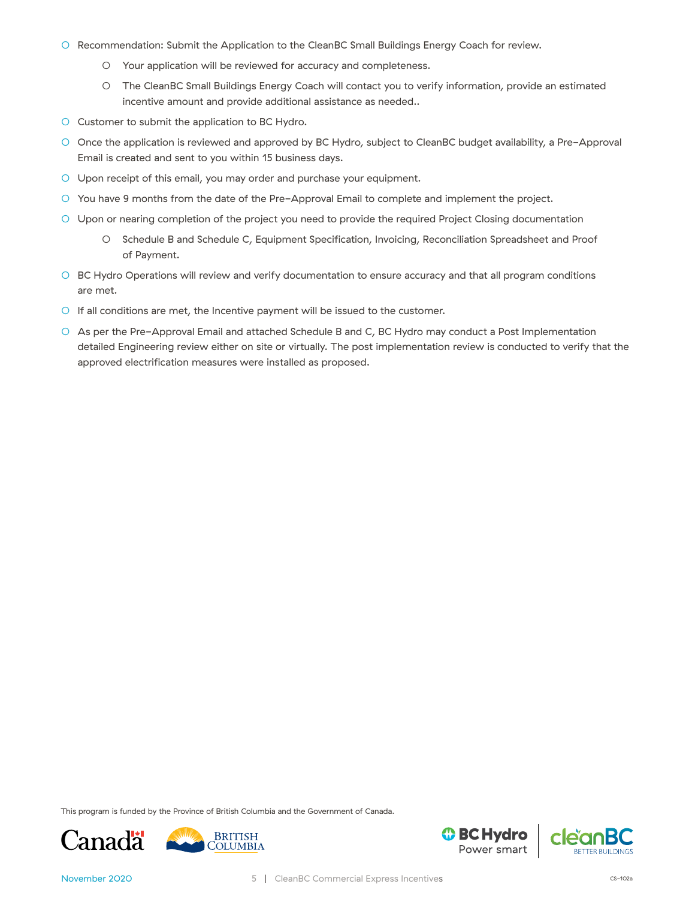- Recommendation: Submit the Application to the CleanBC Small Buildings Energy Coach for review.
  - Your application will be reviewed for accuracy and completeness.
  - The CleanBC Small Buildings Energy Coach will contact you to verify information, provide an estimated incentive amount and provide additional assistance as needed..
- Customer to submit the application to BC Hydro.
- Once the application is reviewed and approved by BC Hydro, subject to CleanBC budget availability, a Pre-Approval Email is created and sent to you within 15 business days.
- Upon receipt of this email, you may order and purchase your equipment.
- You have 9 months from the date of the Pre-Approval Email to complete and implement the project.
- Upon or nearing completion of the project you need to provide the required Project Closing documentation
  - Schedule B and Schedule C, Equipment Specification, Invoicing, Reconciliation Spreadsheet and Proof of Payment.
- BC Hydro Operations will review and verify documentation to ensure accuracy and that all program conditions are met.
- If all conditions are met, the Incentive payment will be issued to the customer.
- As per the Pre-Approval Email and attached Schedule B and C, BC Hydro may conduct a Post Implementation detailed Engineering review either on site or virtually. The post implementation review is conducted to verify that the approved electrification measures were installed as proposed.

This program is funded by the Province of British Columbia and the Government of Canada.

November 2020

CS-102a